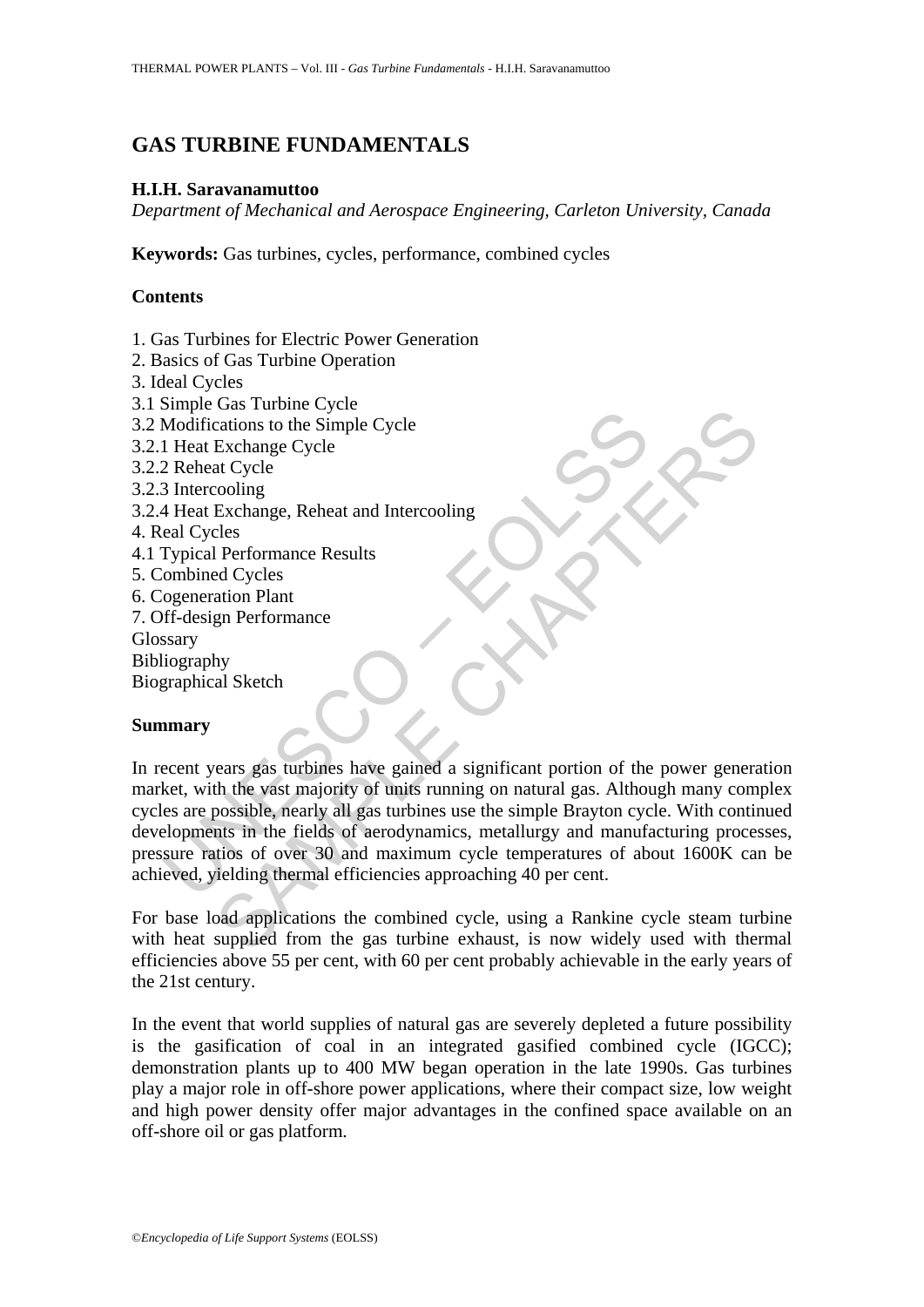# GAS TURBINE FUNDAMENTALS

**H.I.H. Saravanamuttoo**

*Department of Mechanical and Aerospace Engineering, Carleton University, Canada*

**Keywords:** Gas turbines, cycles, performance, combined cycles

## Contents

1. Gas Turbines for Electric Power Generation
2. Basics of Gas Turbine Operation
3. Ideal Cycles
3.1 Simple Gas Turbine Cycle
3.2 Modifications to the Simple Cycle
3.2.1 Heat Exchange Cycle
3.2.2 Reheat Cycle
3.2.3 Intercooling
3.2.4 Heat Exchange, Reheat and Intercooling
4. Real Cycles
4.1 Typical Performance Results
5. Combined Cycles
6. Cogeneration Plant
7. Off-design Performance
Glossary
Bibliography
Biographical Sketch

## Summary

In recent years gas turbines have gained a significant portion of the power generation market, with the vast majority of units running on natural gas. Although many complex cycles are possible, nearly all gas turbines use the simple Brayton cycle. With continued developments in the fields of aerodynamics, metallurgy and manufacturing processes, pressure ratios of over 30 and maximum cycle temperatures of about 1600K can be achieved, yielding thermal efficiencies approaching 40 per cent.

For base load applications the combined cycle, using a Rankine cycle steam turbine with heat supplied from the gas turbine exhaust, is now widely used with thermal efficiencies above 55 per cent, with 60 per cent probably achievable in the early years of the 21st century.

In the event that world supplies of natural gas are severely depleted a future possibility is the gasification of coal in an integrated gasified combined cycle (IGCC); demonstration plants up to 400 MW began operation in the late 1990s. Gas turbines play a major role in off-shore power applications, where their compact size, low weight and high power density offer major advantages in the confined space available on an off-shore oil or gas platform.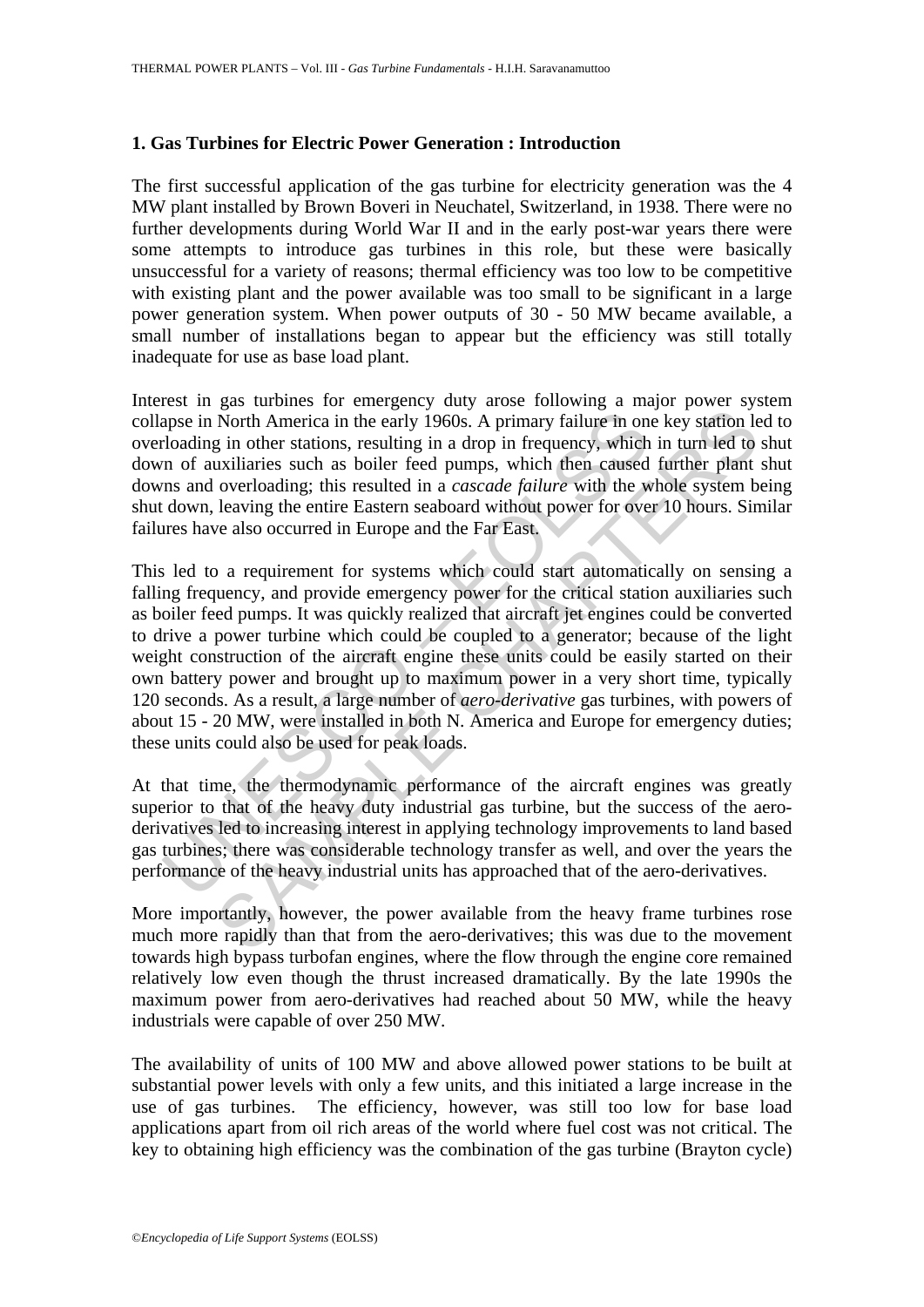## 1. Gas Turbines for Electric Power Generation : Introduction

The first successful application of the gas turbine for electricity generation was the 4 MW plant installed by Brown Boveri in Neuchatel, Switzerland, in 1938. There were no further developments during World War II and in the early post-war years there were some attempts to introduce gas turbines in this role, but these were basically unsuccessful for a variety of reasons; thermal efficiency was too low to be competitive with existing plant and the power available was too small to be significant in a large power generation system. When power outputs of 30 - 50 MW became available, a small number of installations began to appear but the efficiency was still totally inadequate for use as base load plant.

Interest in gas turbines for emergency duty arose following a major power system collapse in North America in the early 1960s. A primary failure in one key station led to overloading in other stations, resulting in a drop in frequency, which in turn led to shut down of auxiliaries such as boiler feed pumps, which then caused further plant shut downs and overloading; this resulted in a *cascade failure* with the whole system being shut down, leaving the entire Eastern seaboard without power for over 10 hours. Similar failures have also occurred in Europe and the Far East.

This led to a requirement for systems which could start automatically on sensing a falling frequency, and provide emergency power for the critical station auxiliaries such as boiler feed pumps. It was quickly realized that aircraft jet engines could be converted to drive a power turbine which could be coupled to a generator; because of the light weight construction of the aircraft engine these units could be easily started on their own battery power and brought up to maximum power in a very short time, typically 120 seconds. As a result, a large number of *aero-derivative* gas turbines, with powers of about 15 - 20 MW, were installed in both N. America and Europe for emergency duties; these units could also be used for peak loads.

At that time, the thermodynamic performance of the aircraft engines was greatly superior to that of the heavy duty industrial gas turbine, but the success of the aero-derivatives led to increasing interest in applying technology improvements to land based gas turbines; there was considerable technology transfer as well, and over the years the performance of the heavy industrial units has approached that of the aero-derivatives.

More importantly, however, the power available from the heavy frame turbines rose much more rapidly than that from the aero-derivatives; this was due to the movement towards high bypass turbofan engines, where the flow through the engine core remained relatively low even though the thrust increased dramatically. By the late 1990s the maximum power from aero-derivatives had reached about 50 MW, while the heavy industrials were capable of over 250 MW.

The availability of units of 100 MW and above allowed power stations to be built at substantial power levels with only a few units, and this initiated a large increase in the use of gas turbines. The efficiency, however, was still too low for base load applications apart from oil rich areas of the world where fuel cost was not critical. The key to obtaining high efficiency was the combination of the gas turbine (Brayton cycle)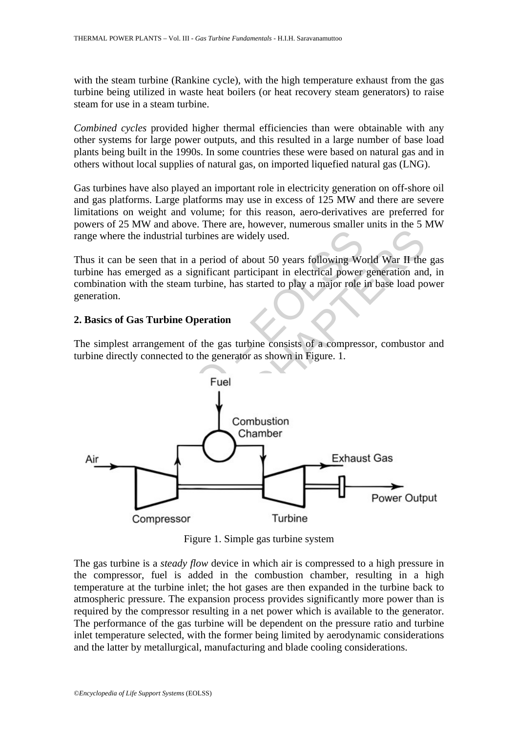with the steam turbine (Rankine cycle), with the high temperature exhaust from the gas turbine being utilized in waste heat boilers (or heat recovery steam generators) to raise steam for use in a steam turbine.

*Combined cycles* provided higher thermal efficiencies than were obtainable with any other systems for large power outputs, and this resulted in a large number of base load plants being built in the 1990s. In some countries these were based on natural gas and in others without local supplies of natural gas, on imported liquefied natural gas (LNG).

Gas turbines have also played an important role in electricity generation on off-shore oil and gas platforms. Large platforms may use in excess of 125 MW and there are severe limitations on weight and volume; for this reason, aero-derivatives are preferred for powers of 25 MW and above. There are, however, numerous smaller units in the 5 MW range where the industrial turbines are widely used.

Thus it can be seen that in a period of about 50 years following World War II the gas turbine has emerged as a significant participant in electrical power generation and, in combination with the steam turbine, has started to play a major role in base load power generation.

## 2. Basics of Gas Turbine Operation

The simplest arrangement of the gas turbine consists of a compressor, combustor and turbine directly connected to the generator as shown in Figure. 1.

Figure 1. Simple gas turbine system

The gas turbine is a *steady flow* device in which air is compressed to a high pressure in the compressor, fuel is added in the combustion chamber, resulting in a high temperature at the turbine inlet; the hot gases are then expanded in the turbine back to atmospheric pressure. The expansion process provides significantly more power than is required by the compressor resulting in a net power which is available to the generator. The performance of the gas turbine will be dependent on the pressure ratio and turbine inlet temperature selected, with the former being limited by aerodynamic considerations and the latter by metallurgical, manufacturing and blade cooling considerations.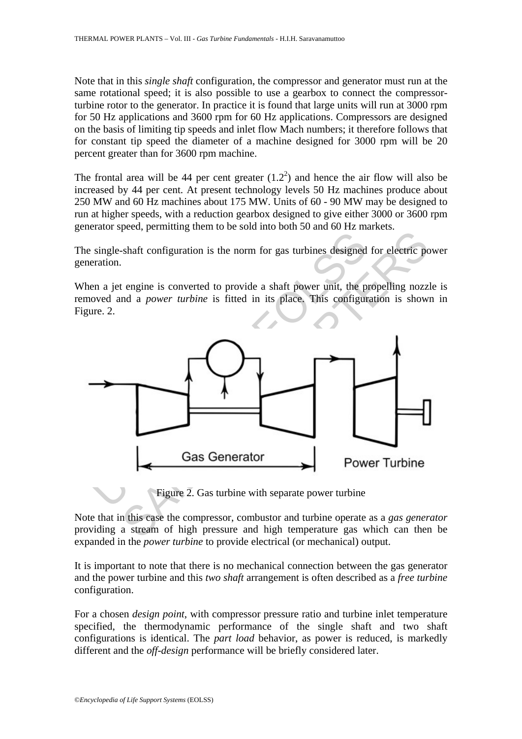Note that in this *single shaft* configuration, the compressor and generator must run at the same rotational speed; it is also possible to use a gearbox to connect the compressor-turbine rotor to the generator. In practice it is found that large units will run at 3000 rpm for 50 Hz applications and 3600 rpm for 60 Hz applications. Compressors are designed on the basis of limiting tip speeds and inlet flow Mach numbers; it therefore follows that for constant tip speed the diameter of a machine designed for 3000 rpm will be 20 percent greater than for 3600 rpm machine.

The frontal area will be 44 per cent greater ($1.2^2$) and hence the air flow will also be increased by 44 per cent. At present technology levels 50 Hz machines produce about 250 MW and 60 Hz machines about 175 MW. Units of 60 - 90 MW may be designed to run at higher speeds, with a reduction gearbox designed to give either 3000 or 3600 rpm generator speed, permitting them to be sold into both 50 and 60 Hz markets.

The single-shaft configuration is the norm for gas turbines designed for electric power generation.

When a jet engine is converted to provide a shaft power unit, the propelling nozzle is removed and a *power turbine* is fitted in its place. This configuration is shown in Figure. 2.

Figure 2. Gas turbine with separate power turbine

Note that in this case the compressor, combustor and turbine operate as a *gas generator* providing a stream of high pressure and high temperature gas which can then be expanded in the *power turbine* to provide electrical (or mechanical) output.

It is important to note that there is no mechanical connection between the gas generator and the power turbine and this *two shaft* arrangement is often described as a *free turbine* configuration.

For a chosen *design point*, with compressor pressure ratio and turbine inlet temperature specified, the thermodynamic performance of the single shaft and two shaft configurations is identical. The *part load* behavior, as power is reduced, is markedly different and the *off-design* performance will be briefly considered later.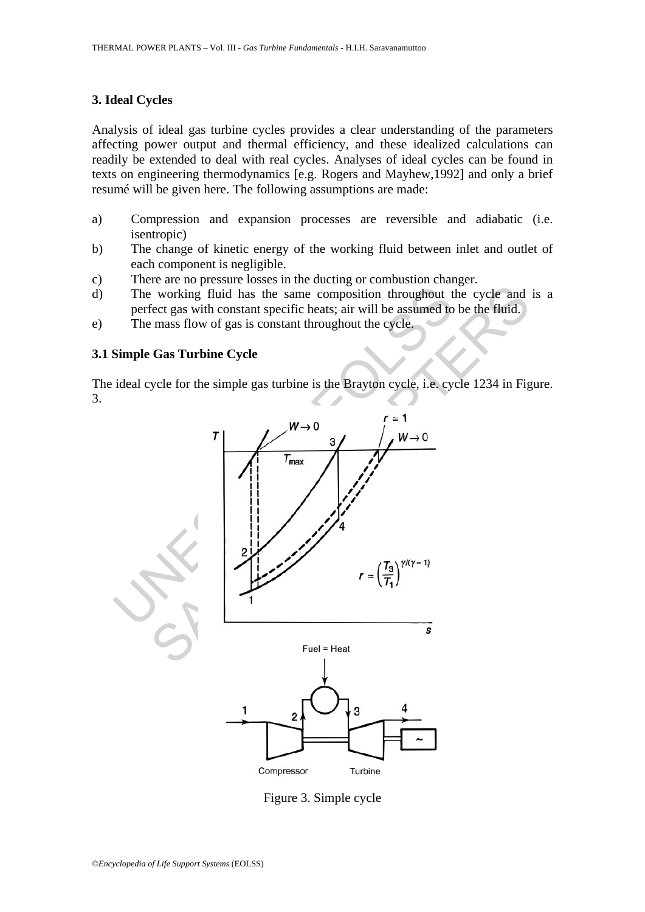## 3. Ideal Cycles

Analysis of ideal gas turbine cycles provides a clear understanding of the parameters affecting power output and thermal efficiency, and these idealized calculations can readily be extended to deal with real cycles. Analyses of ideal cycles can be found in texts on engineering thermodynamics [e.g. Rogers and Mayhew,1992] and only a brief resumé will be given here. The following assumptions are made:

a) Compression and expansion processes are reversible and adiabatic (i.e. isentropic)
b) The change of kinetic energy of the working fluid between inlet and outlet of each component is negligible.
c) There are no pressure losses in the ducting or combustion changer.
d) The working fluid has the same composition throughout the cycle and is a perfect gas with constant specific heats; air will be assumed to be the fluid.
e) The mass flow of gas is constant throughout the cycle.

### 3.1 Simple Gas Turbine Cycle

The ideal cycle for the simple gas turbine is the Brayton cycle, i.e. cycle 1234 in Figure. 3.

Figure 3. Simple cycle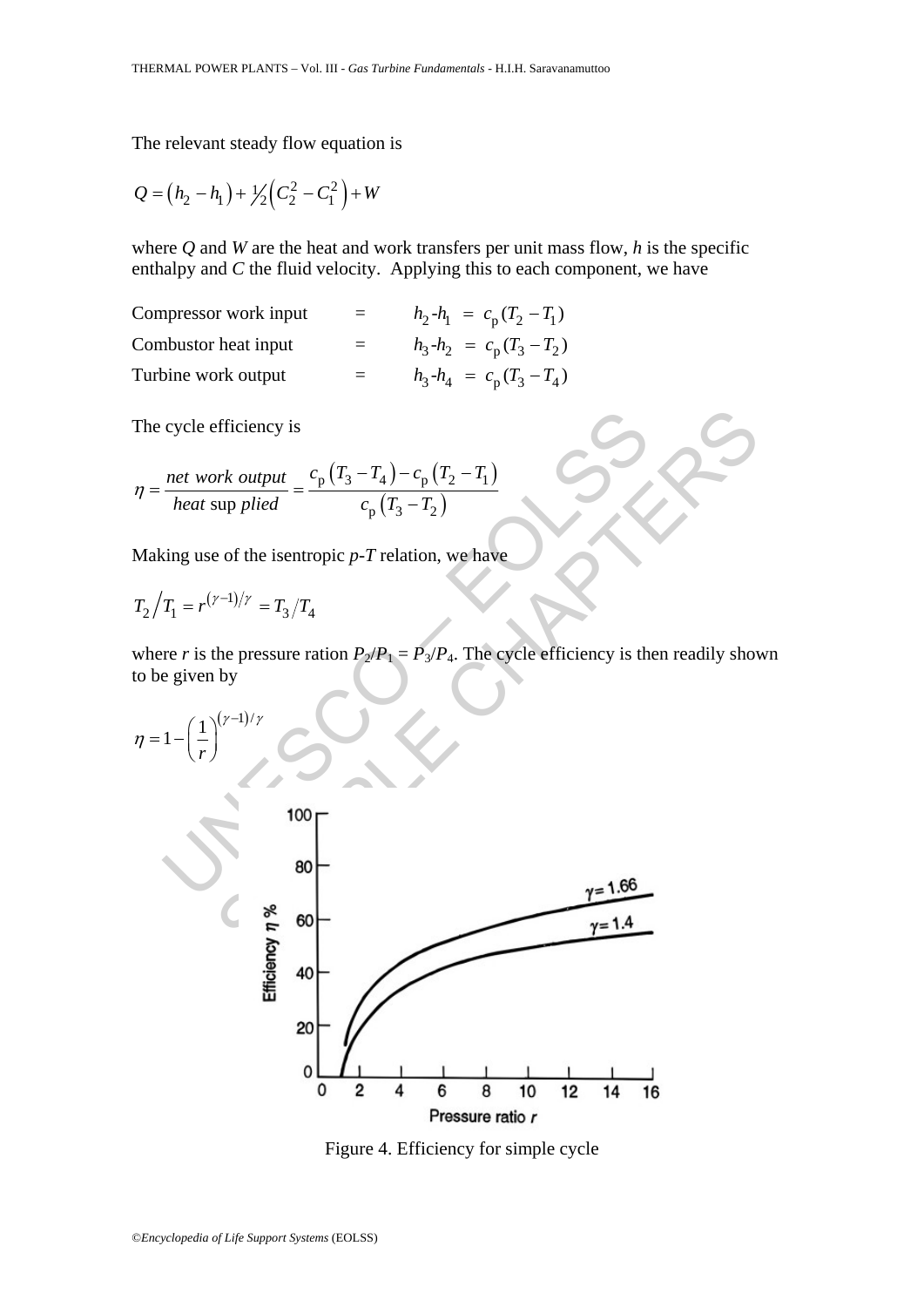The relevant steady flow equation is

$$Q = \left(h_2 - h_1\right) + \tfrac{1}{2}\left(C_2^2 - C_1^2\right) + W$$

where $Q$ and $W$ are the heat and work transfers per unit mass flow, $h$ is the specific enthalpy and $C$ the fluid velocity. Applying this to each component, we have

| | | |
|---|---|---|
| Compressor work input | = | $h_2$-$h_1$ = $c_p(T_2 - T_1)$ |
| Combustor heat input | = | $h_3$-$h_2$ = $c_p(T_3 - T_2)$ |
| Turbine work output | = | $h_3$-$h_4$ = $c_p(T_3 - T_4)$ |

The cycle efficiency is

$$\eta = \frac{net\ work\ output}{heat\ supplied} = \frac{c_p\left(T_3 - T_4\right) - c_p\left(T_2 - T_1\right)}{c_p\left(T_3 - T_2\right)}$$

Making use of the isentropic *p-T* relation, we have

$$T_2/T_1 = r^{(\gamma-1)/\gamma} = T_3/T_4$$

where $r$ is the pressure ration $P_2/P_1 = P_3/P_4$. The cycle efficiency is then readily shown to be given by

$$\eta = 1 - \left(\frac{1}{r}\right)^{(\gamma-1)/\gamma}$$

Figure 4. Efficiency for simple cycle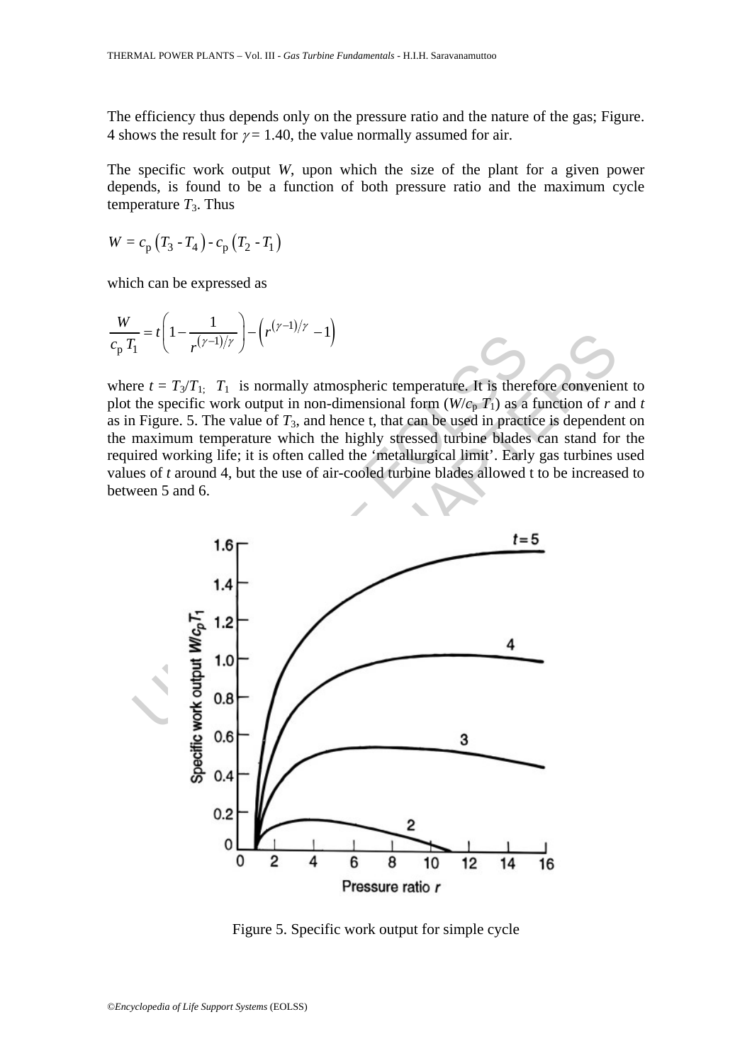The efficiency thus depends only on the pressure ratio and the nature of the gas; Figure. 4 shows the result for $\gamma = 1.40$, the value normally assumed for air.

The specific work output $W$, upon which the size of the plant for a given power depends, is found to be a function of both pressure ratio and the maximum cycle temperature $T_3$. Thus

$$W = c_p\left(T_3 - T_4\right) - c_p\left(T_2 - T_1\right)$$

which can be expressed as

$$\frac{W}{c_p\, T_1} = t\left(1 - \frac{1}{r^{(\gamma-1)/\gamma}}\right) - \left(r^{(\gamma-1)/\gamma} - 1\right)$$

where $t = T_3/T_1$; $T_1$ is normally atmospheric temperature. It is therefore convenient to plot the specific work output in non-dimensional form ($W/c_p\, T_1$) as a function of $r$ and $t$ as in Figure. 5. The value of $T_3$, and hence t, that can be used in practice is dependent on the maximum temperature which the highly stressed turbine blades can stand for the required working life; it is often called the 'metallurgical limit'. Early gas turbines used values of $t$ around 4, but the use of air-cooled turbine blades allowed t to be increased to between 5 and 6.

Figure 5. Specific work output for simple cycle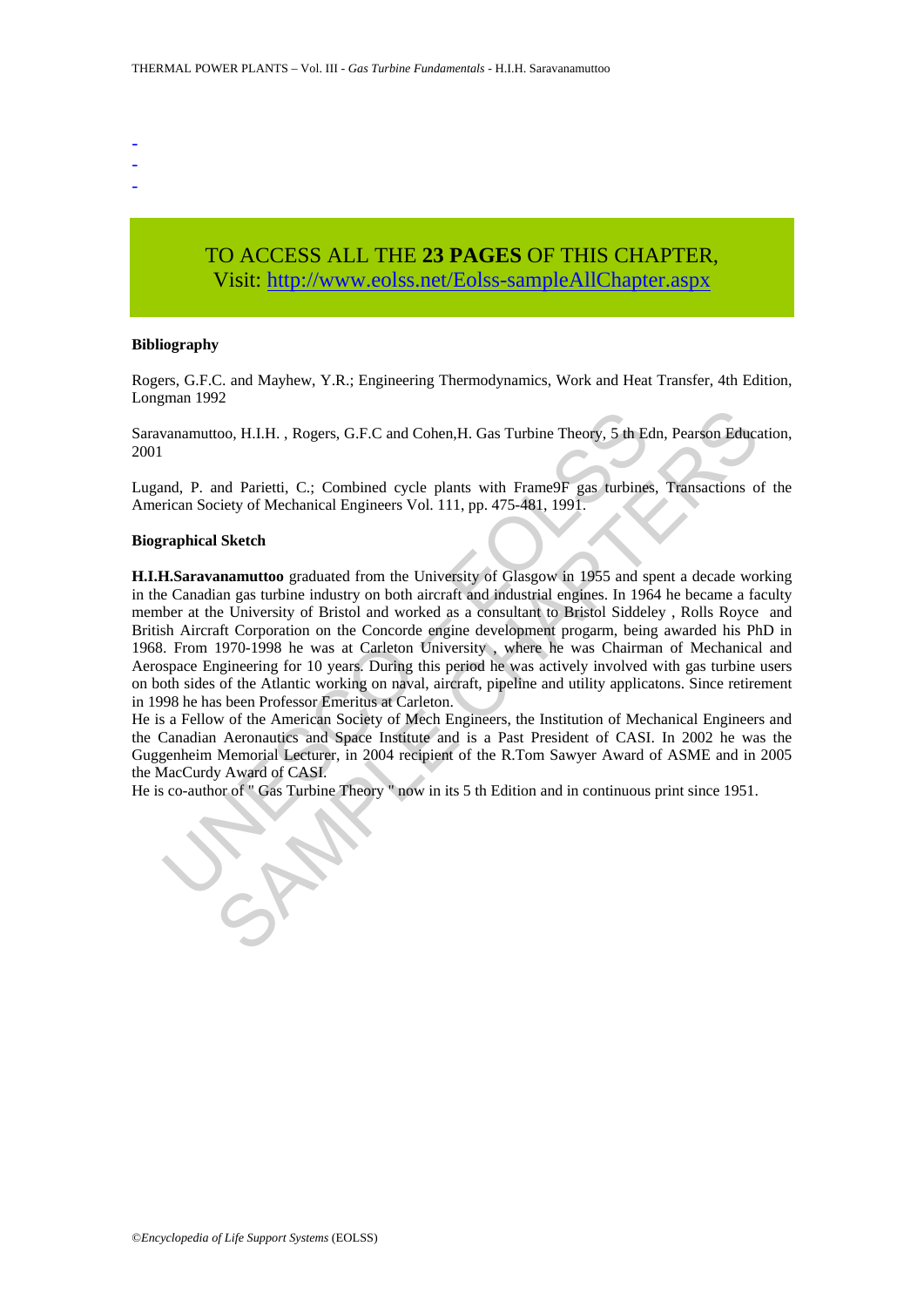-
-
-

TO ACCESS ALL THE **23 PAGES** OF THIS CHAPTER,
Visit: http://www.eolss.net/Eolss-sampleAllChapter.aspx

**Bibliography**

Rogers, G.F.C. and Mayhew, Y.R.; Engineering Thermodynamics, Work and Heat Transfer, 4th Edition, Longman 1992

Saravanamuttoo, H.I.H. , Rogers, G.F.C and Cohen,H. Gas Turbine Theory, 5 th Edn, Pearson Education, 2001

Lugand, P. and Parietti, C.; Combined cycle plants with Frame9F gas turbines, Transactions of the American Society of Mechanical Engineers Vol. 111, pp. 475-481, 1991.

**Biographical Sketch**

**H.I.H.Saravanamuttoo** graduated from the University of Glasgow in 1955 and spent a decade working in the Canadian gas turbine industry on both aircraft and industrial engines. In 1964 he became a faculty member at the University of Bristol and worked as a consultant to Bristol Siddeley , Rolls Royce and British Aircraft Corporation on the Concorde engine development progarm, being awarded his PhD in 1968. From 1970-1998 he was at Carleton University , where he was Chairman of Mechanical and Aerospace Engineering for 10 years. During this period he was actively involved with gas turbine users on both sides of the Atlantic working on naval, aircraft, pipeline and utility applicatons. Since retirement in 1998 he has been Professor Emeritus at Carleton.

He is a Fellow of the American Society of Mech Engineers, the Institution of Mechanical Engineers and the Canadian Aeronautics and Space Institute and is a Past President of CASI. In 2002 he was the Guggenheim Memorial Lecturer, in 2004 recipient of the R.Tom Sawyer Award of ASME and in 2005 the MacCurdy Award of CASI.

He is co-author of " Gas Turbine Theory " now in its 5 th Edition and in continuous print since 1951.